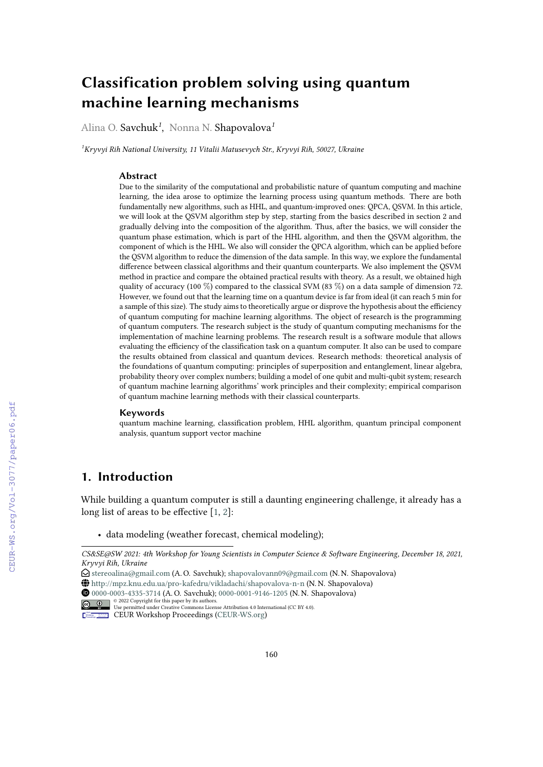# Classification problem solving using quantum machine learning mechanisms

Alina O. Savchuk[1], Nonna N. Shapovalova[1]

[1]*Kryvyi Rih National University, 11 Vitalii Matusevych Str., Kryvyi Rih, 50027, Ukraine*

### Abstract

Due to the similarity of the computational and probabilistic nature of quantum computing and machine learning, the idea arose to optimize the learning process using quantum methods. There are both fundamentally new algorithms, such as HHL, and quantum-improved ones: QPCA, QSVM. In this article, we will look at the QSVM algorithm step by step, starting from the basics described in section 2 and gradually delving into the composition of the algorithm. Thus, after the basics, we will consider the quantum phase estimation, which is part of the HHL algorithm, and then the QSVM algorithm, the component of which is the HHL. We also will consider the QPCA algorithm, which can be applied before the QSVM algorithm to reduce the dimension of the data sample. In this way, we explore the fundamental difference between classical algorithms and their quantum counterparts. We also implement the QSVM method in practice and compare the obtained practical results with theory. As a result, we obtained high quality of accuracy (100 %) compared to the classical SVM (83 %) on a data sample of dimension 72. However, we found out that the learning time on a quantum device is far from ideal (it can reach 5 min for a sample of this size). The study aims to theoretically argue or disprove the hypothesis about the efficiency of quantum computing for machine learning algorithms. The object of research is the programming of quantum computers. The research subject is the study of quantum computing mechanisms for the implementation of machine learning problems. The research result is a software module that allows evaluating the efficiency of the classification task on a quantum computer. It also can be used to compare the results obtained from classical and quantum devices. Research methods: theoretical analysis of the foundations of quantum computing: principles of superposition and entanglement, linear algebra, probability theory over complex numbers; building a model of one qubit and multi-qubit system; research of quantum machine learning algorithms' work principles and their complexity; empirical comparison of quantum machine learning methods with their classical counterparts.

### Keywords

quantum machine learning, classification problem, HHL algorithm, quantum principal component analysis, quantum support vector machine

## 1. Introduction

While building a quantum computer is still a daunting engineering challenge, it already has a long list of areas to be effective [1, 2]:

- data modeling (weather forecast, chemical modeling);

*CS&SE@SW 2021: 4th Workshop for Young Scientists in Computer Science & Software Engineering, December 18, 2021, Kryvyi Rih, Ukraine*

stereoalina@gmail.com (A. O. Savchuk); shapovalovann09@gmail.com (N. N. Shapovalova)

http://mpz.knu.edu.ua/pro-kafedru/vikladachi/shapovalova-n-n (N. N. Shapovalova)

0000-0003-4335-3714 (A. O. Savchuk); 0000-0001-9146-1205 (N. N. Shapovalova)

© 2022 Copyright for this paper by its authors. Use permitted under Creative Commons License Attribution 4.0 International (CC BY 4.0).

CEUR Workshop Proceedings (CEUR-WS.org)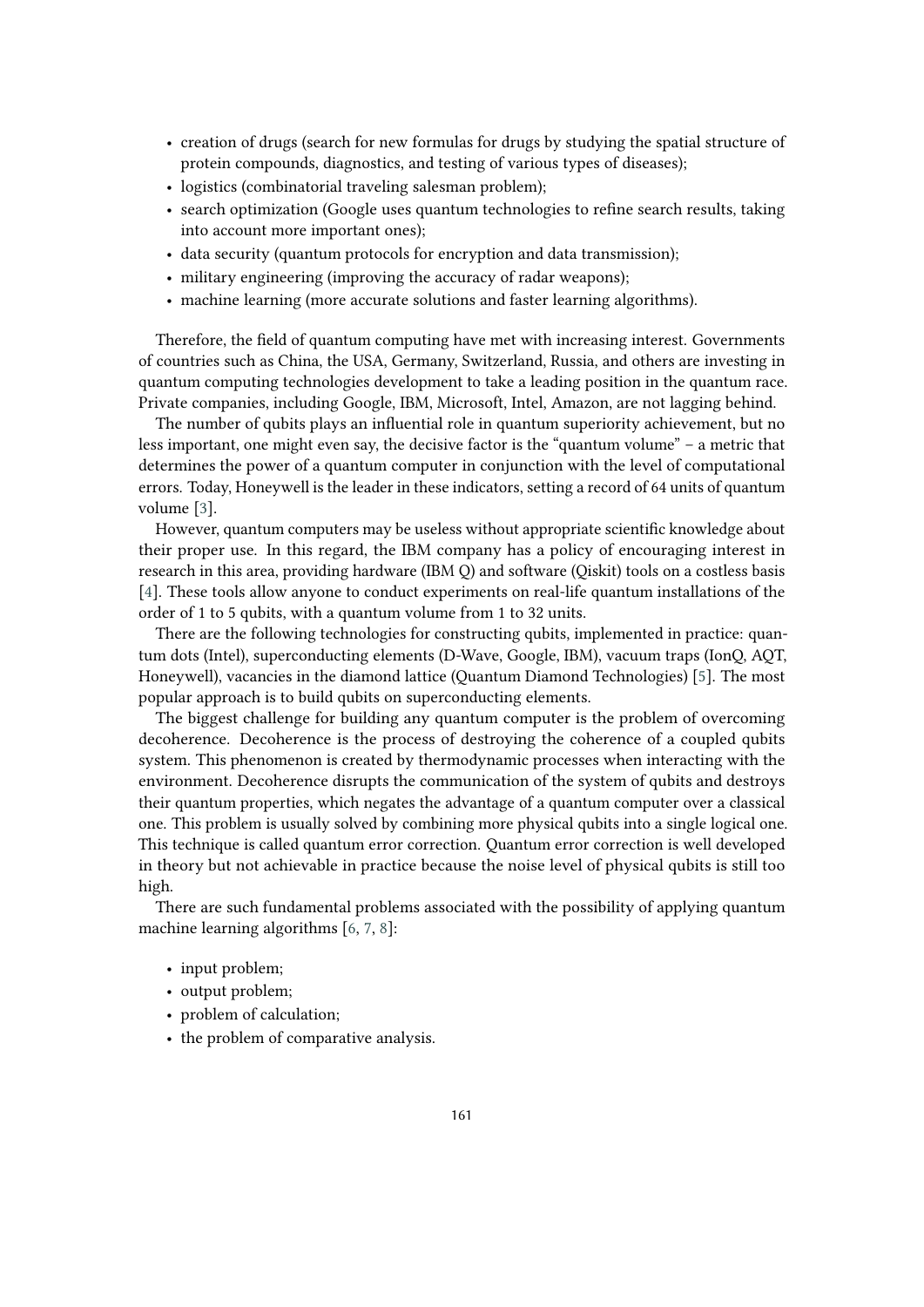- creation of drugs (search for new formulas for drugs by studying the spatial structure of protein compounds, diagnostics, and testing of various types of diseases);
- logistics (combinatorial traveling salesman problem);
- search optimization (Google uses quantum technologies to refine search results, taking into account more important ones);
- data security (quantum protocols for encryption and data transmission);
- military engineering (improving the accuracy of radar weapons);
- machine learning (more accurate solutions and faster learning algorithms).

Therefore, the field of quantum computing have met with increasing interest. Governments of countries such as China, the USA, Germany, Switzerland, Russia, and others are investing in quantum computing technologies development to take a leading position in the quantum race. Private companies, including Google, IBM, Microsoft, Intel, Amazon, are not lagging behind.

The number of qubits plays an influential role in quantum superiority achievement, but no less important, one might even say, the decisive factor is the "quantum volume" – a metric that determines the power of a quantum computer in conjunction with the level of computational errors. Today, Honeywell is the leader in these indicators, setting a record of 64 units of quantum volume [3].

However, quantum computers may be useless without appropriate scientific knowledge about their proper use. In this regard, the IBM company has a policy of encouraging interest in research in this area, providing hardware (IBM Q) and software (Qiskit) tools on a costless basis [4]. These tools allow anyone to conduct experiments on real-life quantum installations of the order of 1 to 5 qubits, with a quantum volume from 1 to 32 units.

There are the following technologies for constructing qubits, implemented in practice: quantum dots (Intel), superconducting elements (D-Wave, Google, IBM), vacuum traps (IonQ, AQT, Honeywell), vacancies in the diamond lattice (Quantum Diamond Technologies) [5]. The most popular approach is to build qubits on superconducting elements.

The biggest challenge for building any quantum computer is the problem of overcoming decoherence. Decoherence is the process of destroying the coherence of a coupled qubits system. This phenomenon is created by thermodynamic processes when interacting with the environment. Decoherence disrupts the communication of the system of qubits and destroys their quantum properties, which negates the advantage of a quantum computer over a classical one. This problem is usually solved by combining more physical qubits into a single logical one. This technique is called quantum error correction. Quantum error correction is well developed in theory but not achievable in practice because the noise level of physical qubits is still too high.

There are such fundamental problems associated with the possibility of applying quantum machine learning algorithms [6, 7, 8]:

- input problem;
- output problem;
- problem of calculation;
- the problem of comparative analysis.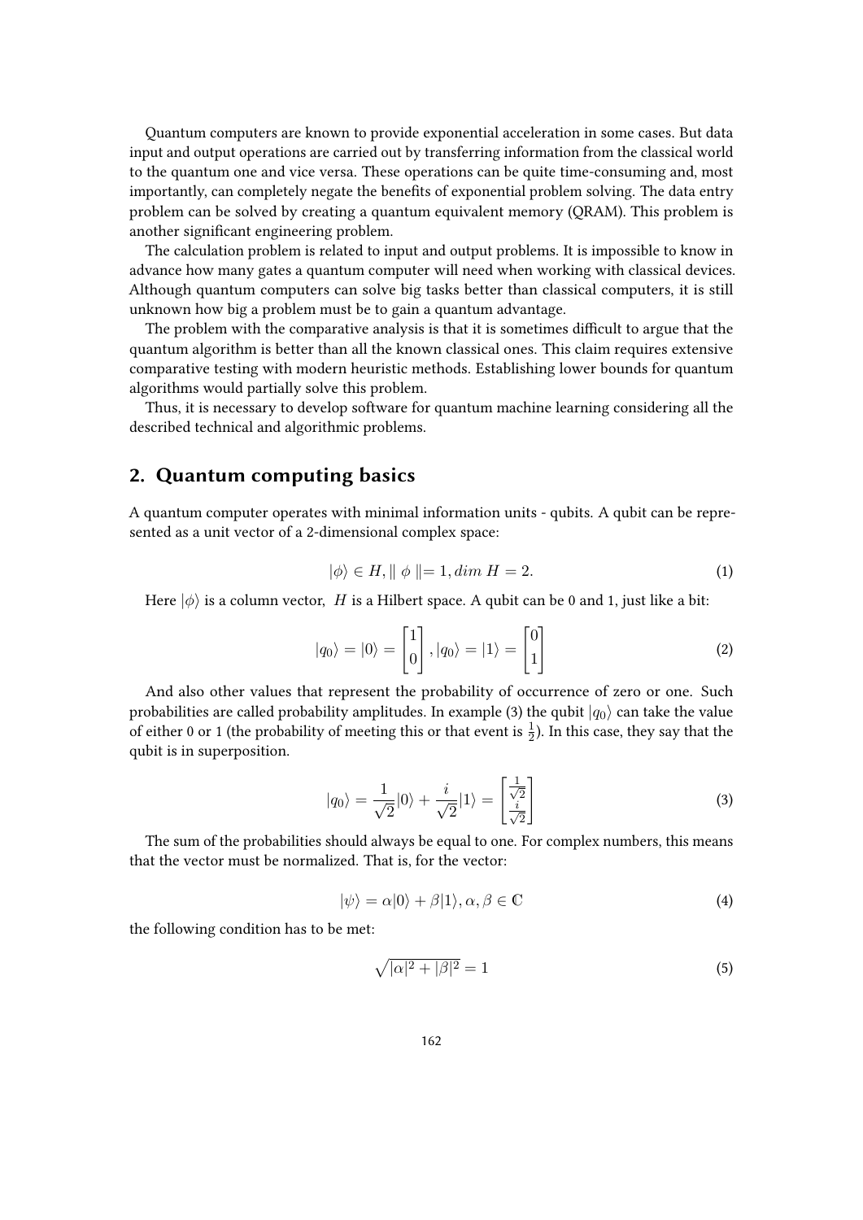Quantum computers are known to provide exponential acceleration in some cases. But data input and output operations are carried out by transferring information from the classical world to the quantum one and vice versa. These operations can be quite time-consuming and, most importantly, can completely negate the benefits of exponential problem solving. The data entry problem can be solved by creating a quantum equivalent memory (QRAM). This problem is another significant engineering problem.

The calculation problem is related to input and output problems. It is impossible to know in advance how many gates a quantum computer will need when working with classical devices. Although quantum computers can solve big tasks better than classical computers, it is still unknown how big a problem must be to gain a quantum advantage.

The problem with the comparative analysis is that it is sometimes difficult to argue that the quantum algorithm is better than all the known classical ones. This claim requires extensive comparative testing with modern heuristic methods. Establishing lower bounds for quantum algorithms would partially solve this problem.

Thus, it is necessary to develop software for quantum machine learning considering all the described technical and algorithmic problems.

## 2. Quantum computing basics

A quantum computer operates with minimal information units - qubits. A qubit can be represented as a unit vector of a 2-dimensional complex space:

$$|\phi\rangle \in H, \| \phi \| = 1, dim\ H = 2. \tag{1}$$

Here $|\phi\rangle$ is a column vector, $H$ is a Hilbert space. A qubit can be 0 and 1, just like a bit:

$$|q_0\rangle = |0\rangle = \begin{bmatrix} 1 \\ 0 \end{bmatrix}, |q_0\rangle = |1\rangle = \begin{bmatrix} 0 \\ 1 \end{bmatrix} \tag{2}$$

And also other values that represent the probability of occurrence of zero or one. Such probabilities are called probability amplitudes. In example (3) the qubit $|q_0\rangle$ can take the value of either 0 or 1 (the probability of meeting this or that event is $\frac{1}{2}$). In this case, they say that the qubit is in superposition.

$$|q_0\rangle = \frac{1}{\sqrt{2}}|0\rangle + \frac{i}{\sqrt{2}}|1\rangle = \begin{bmatrix} \frac{1}{\sqrt{2}} \\ \frac{i}{\sqrt{2}} \end{bmatrix} \tag{3}$$

The sum of the probabilities should always be equal to one. For complex numbers, this means that the vector must be normalized. That is, for the vector:

$$|\psi\rangle = \alpha|0\rangle + \beta|1\rangle, \alpha, \beta \in \mathbb{C} \tag{4}$$

the following condition has to be met:

$$\sqrt{|\alpha|^2 + |\beta|^2} = 1 \tag{5}$$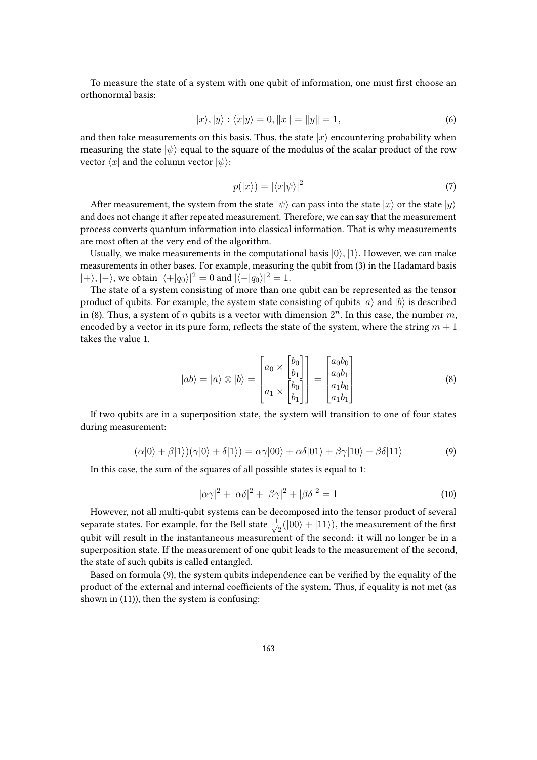To measure the state of a system with one qubit of information, one must first choose an orthonormal basis:

$$|x\rangle, |y\rangle : \langle x|y\rangle = 0, \|x\| = \|y\| = 1, \tag{6}$$

and then take measurements on this basis. Thus, the state $|x\rangle$ encountering probability when measuring the state $|\psi\rangle$ equal to the square of the modulus of the scalar product of the row vector $\langle x|$ and the column vector $|\psi\rangle$:

$$p(|x\rangle) = |\langle x|\psi\rangle|^2 \tag{7}$$

After measurement, the system from the state $|\psi\rangle$ can pass into the state $|x\rangle$ or the state $|y\rangle$ and does not change it after repeated measurement. Therefore, we can say that the measurement process converts quantum information into classical information. That is why measurements are most often at the very end of the algorithm.

Usually, we make measurements in the computational basis $|0\rangle, |1\rangle$. However, we can make measurements in other bases. For example, measuring the qubit from (3) in the Hadamard basis $|+\rangle, |-\rangle$, we obtain $|\langle +|q_0\rangle|^2 = 0$ and $|\langle -|q_0\rangle|^2 = 1$.

The state of a system consisting of more than one qubit can be represented as the tensor product of qubits. For example, the system state consisting of qubits $|a\rangle$ and $|b\rangle$ is described in (8). Thus, a system of $n$ qubits is a vector with dimension $2^n$. In this case, the number $m$, encoded by a vector in its pure form, reflects the state of the system, where the string $m+1$ takes the value 1.

$$|ab\rangle = |a\rangle \otimes |b\rangle = \begin{bmatrix} a_0 \times \begin{bmatrix} b_0 \\ b_1 \end{bmatrix} \\ a_1 \times \begin{bmatrix} b_0 \\ b_1 \end{bmatrix} \end{bmatrix} = \begin{bmatrix} a_0 b_0 \\ a_0 b_1 \\ a_1 b_0 \\ a_1 b_1 \end{bmatrix} \tag{8}$$

If two qubits are in a superposition state, the system will transition to one of four states during measurement:

$$(\alpha|0\rangle + \beta|1\rangle)(\gamma|0\rangle + \delta|1\rangle) = \alpha\gamma|00\rangle + \alpha\delta|01\rangle + \beta\gamma|10\rangle + \beta\delta|11\rangle \tag{9}$$

In this case, the sum of the squares of all possible states is equal to 1:

$$|\alpha\gamma|^2 + |\alpha\delta|^2 + |\beta\gamma|^2 + |\beta\delta|^2 = 1 \tag{10}$$

However, not all multi-qubit systems can be decomposed into the tensor product of several separate states. For example, for the Bell state $\frac{1}{\sqrt{2}}(|00\rangle + |11\rangle)$, the measurement of the first qubit will result in the instantaneous measurement of the second: it will no longer be in a superposition state. If the measurement of one qubit leads to the measurement of the second, the state of such qubits is called entangled.

Based on formula (9), the system qubits independence can be verified by the equality of the product of the external and internal coefficients of the system. Thus, if equality is not met (as shown in (11)), then the system is confusing: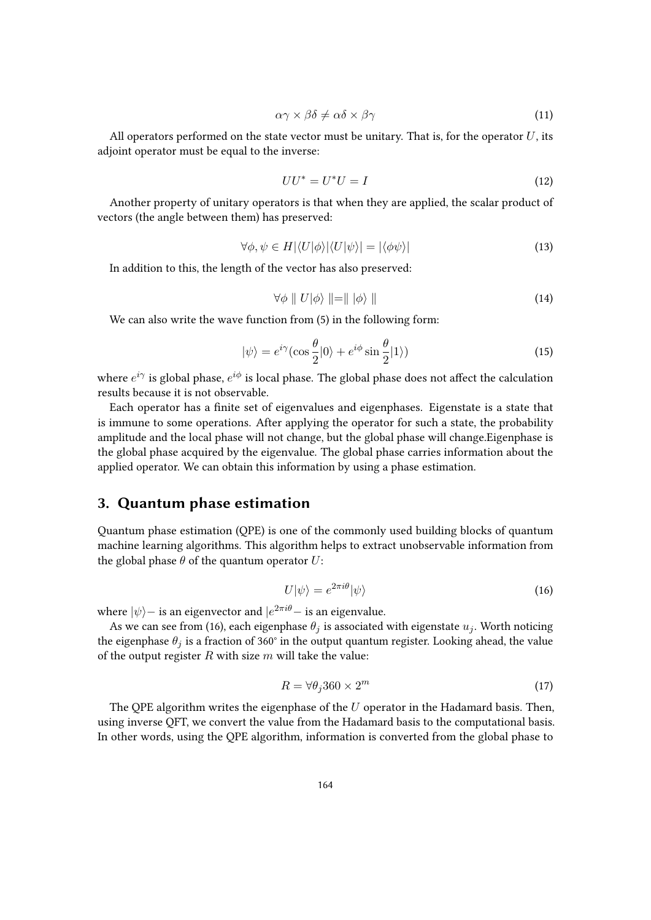$$\alpha\gamma \times \beta\delta \neq \alpha\delta \times \beta\gamma \tag{11}$$

All operators performed on the state vector must be unitary. That is, for the operator $U$, its adjoint operator must be equal to the inverse:

$$UU^{*} = U^{*}U = I \tag{12}$$

Another property of unitary operators is that when they are applied, the scalar product of vectors (the angle between them) has preserved:

$$\forall \phi, \psi \in H |\langle U|\phi\rangle | \langle U|\psi\rangle| = |\langle \phi\psi\rangle| \tag{13}$$

In addition to this, the length of the vector has also preserved:

$$\forall \phi \parallel U|\phi\rangle \parallel = \parallel |\phi\rangle \parallel \tag{14}$$

We can also write the wave function from (5) in the following form:

$$|\psi\rangle = e^{i\gamma}(\cos\frac{\theta}{2}|0\rangle + e^{i\phi}\sin\frac{\theta}{2}|1\rangle) \tag{15}$$

where $e^{i\gamma}$ is global phase, $e^{i\phi}$ is local phase. The global phase does not affect the calculation results because it is not observable.

Each operator has a finite set of eigenvalues and eigenphases. Eigenstate is a state that is immune to some operations. After applying the operator for such a state, the probability amplitude and the local phase will not change, but the global phase will change.Eigenphase is the global phase acquired by the eigenvalue. The global phase carries information about the applied operator. We can obtain this information by using a phase estimation.

## 3. Quantum phase estimation

Quantum phase estimation (QPE) is one of the commonly used building blocks of quantum machine learning algorithms. This algorithm helps to extract unobservable information from the global phase $\theta$ of the quantum operator $U$:

$$U|\psi\rangle = e^{2\pi i\theta}|\psi\rangle \tag{16}$$

where $|\psi\rangle-$ is an eigenvector and $|e^{2\pi i\theta}-$ is an eigenvalue.

As we can see from (16), each eigenphase $\theta_j$ is associated with eigenstate $u_j$. Worth noticing the eigenphase $\theta_j$ is a fraction of 360° in the output quantum register. Looking ahead, the value of the output register $R$ with size $m$ will take the value:

$$R = \forall\theta_j 360 \times 2^m \tag{17}$$

The QPE algorithm writes the eigenphase of the $U$ operator in the Hadamard basis. Then, using inverse QFT, we convert the value from the Hadamard basis to the computational basis. In other words, using the QPE algorithm, information is converted from the global phase to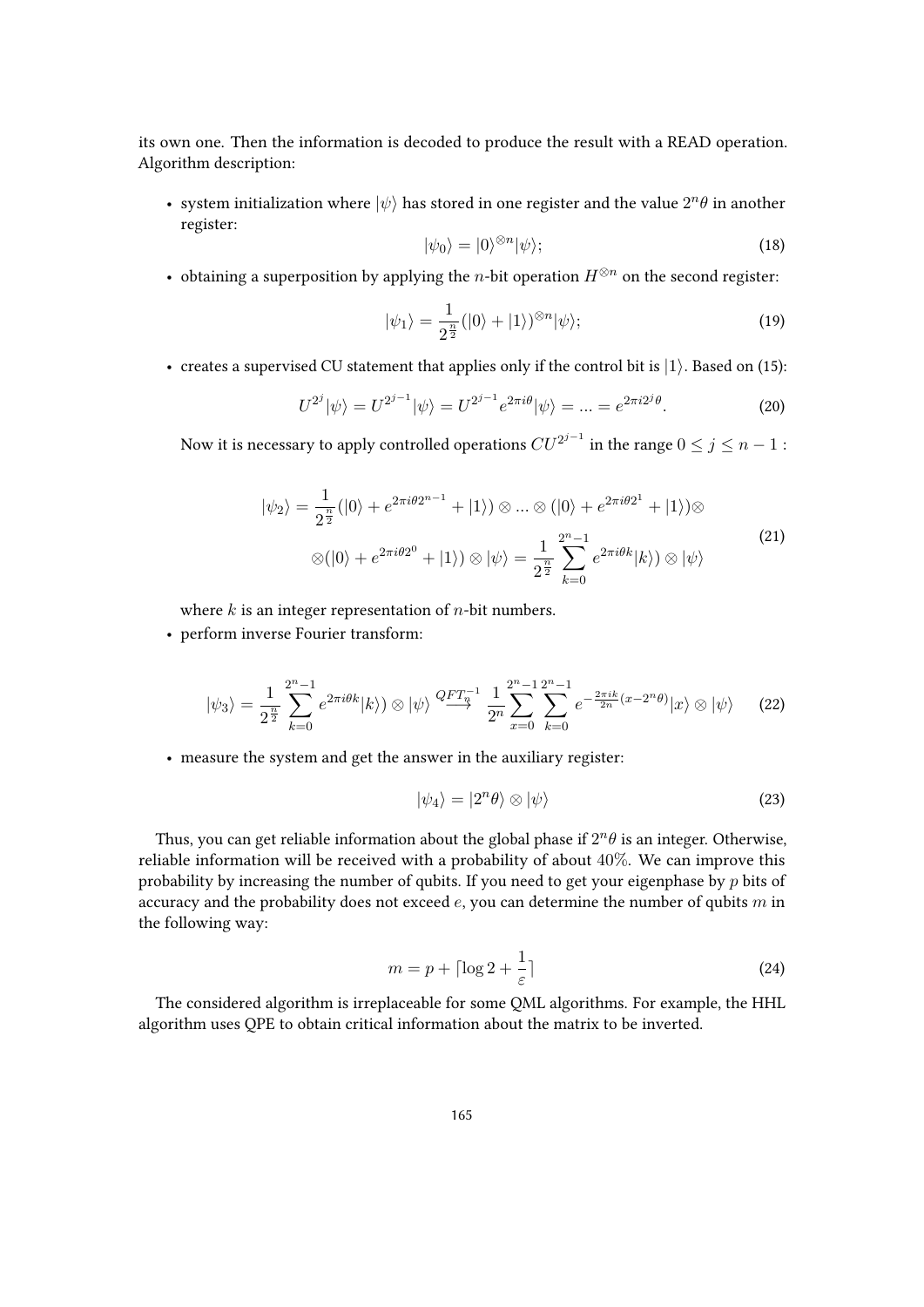its own one. Then the information is decoded to produce the result with a READ operation. Algorithm description:

- system initialization where $|\psi\rangle$ has stored in one register and the value $2^n\theta$ in another register:

$$|\psi_0\rangle = |0\rangle^{\otimes n}|\psi\rangle; \tag{18}$$

- obtaining a superposition by applying the $n$-bit operation $H^{\otimes n}$ on the second register:

$$|\psi_1\rangle = \frac{1}{2^{\frac{n}{2}}}(|0\rangle + |1\rangle)^{\otimes n}|\psi\rangle; \tag{19}$$

- creates a supervised CU statement that applies only if the control bit is $|1\rangle$. Based on (15):

$$U^{2^j}|\psi\rangle = U^{2^{j-1}}|\psi\rangle = U^{2^{j-1}}e^{2\pi i\theta}|\psi\rangle = ... = e^{2\pi i 2^j\theta}. \tag{20}$$

Now it is necessary to apply controlled operations $CU^{2^{j-1}}$ in the range $0 \leq j \leq n-1$ :

$$\begin{gathered}|\psi_2\rangle = \frac{1}{2^{\frac{n}{2}}}(|0\rangle + e^{2\pi i\theta 2^{n-1}} + |1\rangle) \otimes ... \otimes (|0\rangle + e^{2\pi i\theta 2^1} + |1\rangle)\otimes \\ \otimes(|0\rangle + e^{2\pi i\theta 2^0} + |1\rangle) \otimes |\psi\rangle = \frac{1}{2^{\frac{n}{2}}}\sum_{k=0}^{2^n-1} e^{2\pi i\theta k}|k\rangle) \otimes |\psi\rangle\end{gathered} \tag{21}$$

where $k$ is an integer representation of $n$-bit numbers.

- perform inverse Fourier transform:

$$|\psi_3\rangle = \frac{1}{2^{\frac{n}{2}}}\sum_{k=0}^{2^n-1} e^{2\pi i\theta k}|k\rangle) \otimes |\psi\rangle \overset{QFT_n^{-1}}{\longrightarrow} \frac{1}{2^n}\sum_{x=0}^{2^n-1}\sum_{k=0}^{2^n-1} e^{-\frac{2\pi ik}{2n}(x-2^n\theta)}|x\rangle \otimes |\psi\rangle \tag{22}$$

- measure the system and get the answer in the auxiliary register:

$$|\psi_4\rangle = |2^n\theta\rangle \otimes |\psi\rangle \tag{23}$$

Thus, you can get reliable information about the global phase if $2^n\theta$ is an integer. Otherwise, reliable information will be received with a probability of about 40%. We can improve this probability by increasing the number of qubits. If you need to get your eigenphase by $p$ bits of accuracy and the probability does not exceed $e$, you can determine the number of qubits $m$ in the following way:

$$m = p + \lceil \log 2 + \frac{1}{\varepsilon} \rceil \tag{24}$$

The considered algorithm is irreplaceable for some QML algorithms. For example, the HHL algorithm uses QPE to obtain critical information about the matrix to be inverted.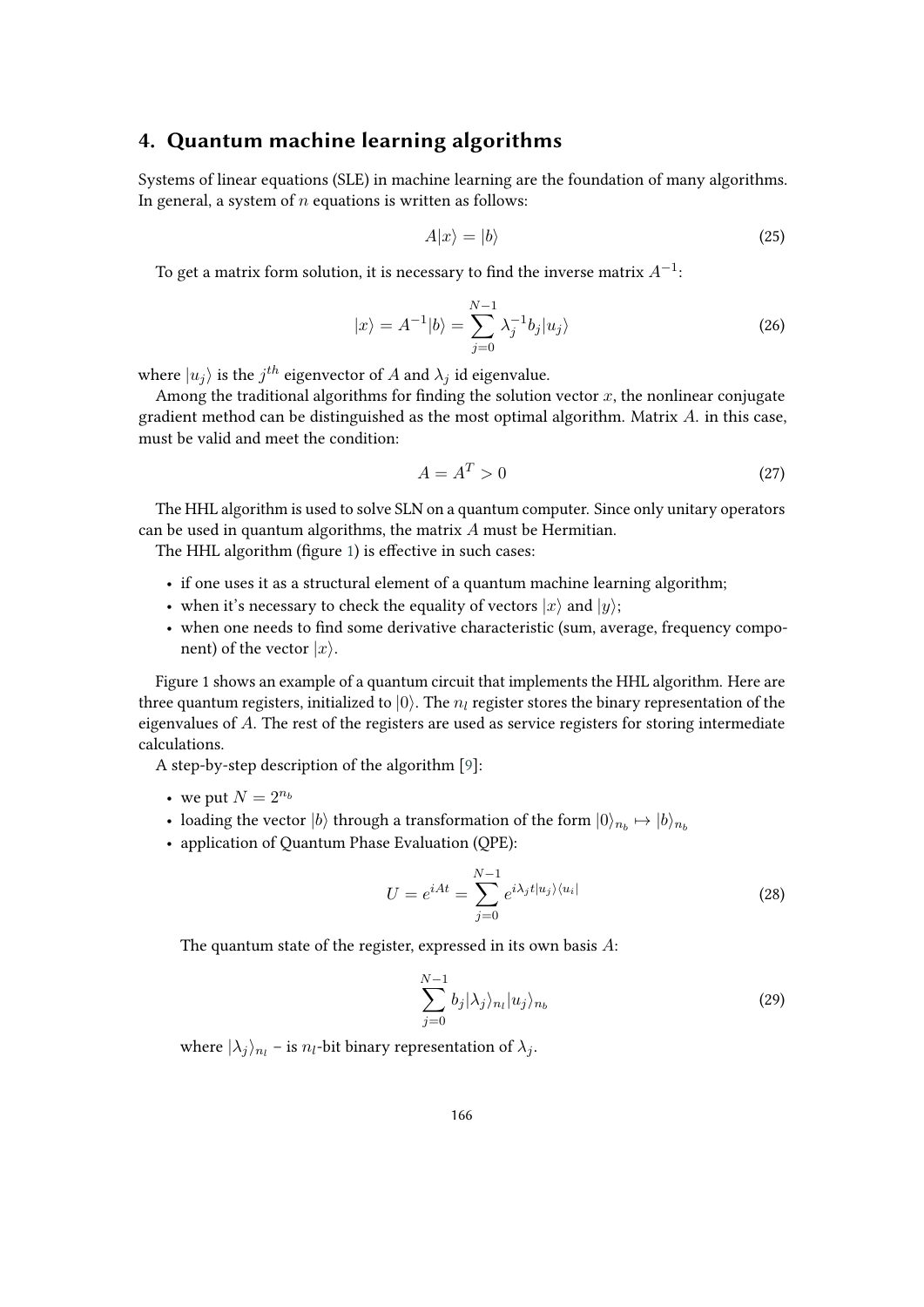## 4. Quantum machine learning algorithms

Systems of linear equations (SLE) in machine learning are the foundation of many algorithms. In general, a system of $n$ equations is written as follows:

$$A|x\rangle = |b\rangle \tag{25}$$

To get a matrix form solution, it is necessary to find the inverse matrix $A^{-1}$:

$$|x\rangle = A^{-1}|b\rangle = \sum_{j=0}^{N-1} \lambda_j^{-1} b_j |u_j\rangle \tag{26}$$

where $|u_j\rangle$ is the $j^{th}$ eigenvector of $A$ and $\lambda_j$ id eigenvalue.

Among the traditional algorithms for finding the solution vector $x$, the nonlinear conjugate gradient method can be distinguished as the most optimal algorithm. Matrix $A$. in this case, must be valid and meet the condition:

$$A = A^T > 0 \tag{27}$$

The HHL algorithm is used to solve SLN on a quantum computer. Since only unitary operators can be used in quantum algorithms, the matrix $A$ must be Hermitian.

The HHL algorithm (figure 1) is effective in such cases:

- if one uses it as a structural element of a quantum machine learning algorithm;
- when it's necessary to check the equality of vectors $|x\rangle$ and $|y\rangle$;
- when one needs to find some derivative characteristic (sum, average, frequency component) of the vector $|x\rangle$.

Figure 1 shows an example of a quantum circuit that implements the HHL algorithm. Here are three quantum registers, initialized to $|0\rangle$. The $n_l$ register stores the binary representation of the eigenvalues of $A$. The rest of the registers are used as service registers for storing intermediate calculations.

A step-by-step description of the algorithm [9]:

- we put $N = 2^{n_b}$
- loading the vector $|b\rangle$ through a transformation of the form $|0\rangle_{n_b} \mapsto |b\rangle_{n_b}$
- application of Quantum Phase Evaluation (QPE):

  $$U = e^{iAt} = \sum_{j=0}^{N-1} e^{i\lambda_j t |u_j\rangle\langle u_i|} \tag{28}$$

  The quantum state of the register, expressed in its own basis $A$:

  $$\sum_{j=0}^{N-1} b_j |\lambda_j\rangle_{n_l} |u_j\rangle_{n_b} \tag{29}$$

  where $|\lambda_j\rangle_{n_l}$ – is $n_l$-bit binary representation of $\lambda_j$.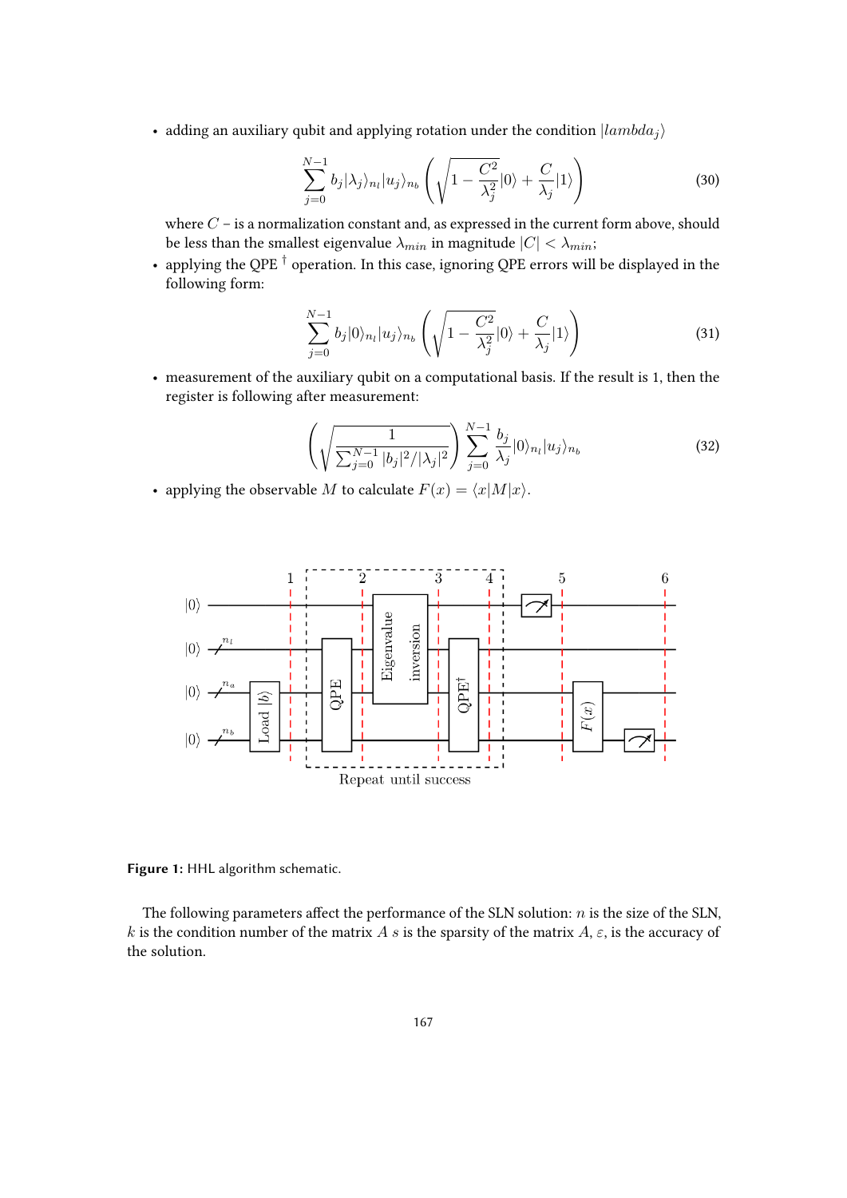- adding an auxiliary qubit and applying rotation under the condition $|lambda_j\rangle$

$$\sum_{j=0}^{N-1} b_j |\lambda_j\rangle_{n_l} |u_j\rangle_{n_b} \left( \sqrt{1 - \frac{C^2}{\lambda_j^2}} |0\rangle + \frac{C}{\lambda_j} |1\rangle \right) \tag{30}$$

  where $C$ – is a normalization constant and, as expressed in the current form above, should be less than the smallest eigenvalue $\lambda_{min}$ in magnitude $|C| < \lambda_{min}$;
- applying the QPE $^\dagger$ operation. In this case, ignoring QPE errors will be displayed in the following form:

$$\sum_{j=0}^{N-1} b_j |0\rangle_{n_l} |u_j\rangle_{n_b} \left( \sqrt{1 - \frac{C^2}{\lambda_j^2}} |0\rangle + \frac{C}{\lambda_j} |1\rangle \right) \tag{31}$$

- measurement of the auxiliary qubit on a computational basis. If the result is 1, then the register is following after measurement:

$$\left( \sqrt{\frac{1}{\sum_{j=0}^{N-1} |b_j|^2 / |\lambda_j|^2}} \right) \sum_{j=0}^{N-1} \frac{b_j}{\lambda_j} |0\rangle_{n_l} |u_j\rangle_{n_b} \tag{32}$$

- applying the observable $M$ to calculate $F(x) = \langle x|M|x\rangle$.

1 2 3 4 5 6

$|0\rangle$

$|0\rangle$ $n_l$

$|0\rangle$ $n_a$

$|0\rangle$ $n_b$

Load $|b\rangle$

QPE

Eigenvalue inversion

QPE$^\dagger$

$F(x)$

Repeat until success

**Figure 1:** HHL algorithm schematic.

The following parameters affect the performance of the SLN solution: $n$ is the size of the SLN, $k$ is the condition number of the matrix $A$ $s$ is the sparsity of the matrix $A$, $\varepsilon$, is the accuracy of the solution.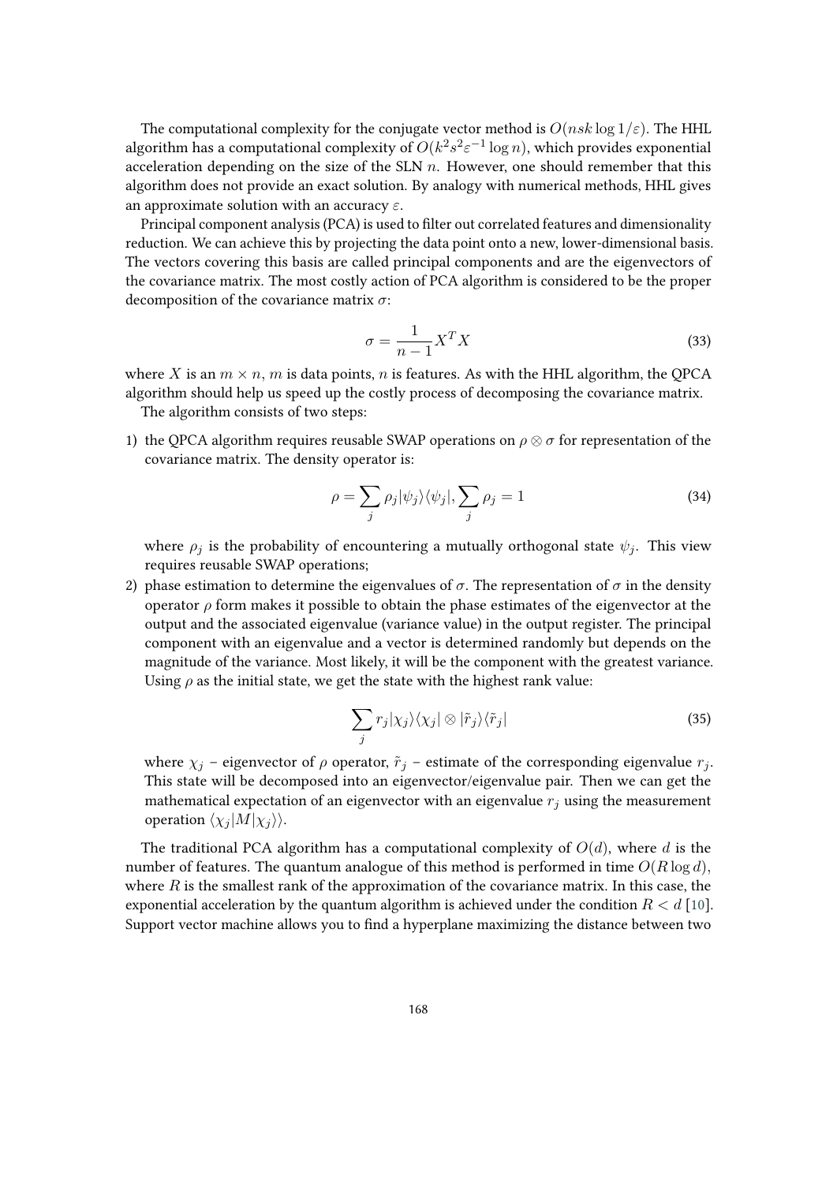The computational complexity for the conjugate vector method is $O(nsk \log 1/\varepsilon)$. The HHL algorithm has a computational complexity of $O(k^2 s^2 \varepsilon^{-1} \log n)$, which provides exponential acceleration depending on the size of the SLN $n$. However, one should remember that this algorithm does not provide an exact solution. By analogy with numerical methods, HHL gives an approximate solution with an accuracy $\varepsilon$.

Principal component analysis (PCA) is used to filter out correlated features and dimensionality reduction. We can achieve this by projecting the data point onto a new, lower-dimensional basis. The vectors covering this basis are called principal components and are the eigenvectors of the covariance matrix. The most costly action of PCA algorithm is considered to be the proper decomposition of the covariance matrix $\sigma$:

$$\sigma = \frac{1}{n-1} X^T X \tag{33}$$

where $X$ is an $m \times n$, $m$ is data points, $n$ is features. As with the HHL algorithm, the QPCA algorithm should help us speed up the costly process of decomposing the covariance matrix.

The algorithm consists of two steps:

1) the QPCA algorithm requires reusable SWAP operations on $\rho \otimes \sigma$ for representation of the covariance matrix. The density operator is:

$$\rho = \sum_j \rho_j |\psi_j\rangle\langle\psi_j|, \sum_j \rho_j = 1 \tag{34}$$

where $\rho_j$ is the probability of encountering a mutually orthogonal state $\psi_j$. This view requires reusable SWAP operations;

2) phase estimation to determine the eigenvalues of $\sigma$. The representation of $\sigma$ in the density operator $\rho$ form makes it possible to obtain the phase estimates of the eigenvector at the output and the associated eigenvalue (variance value) in the output register. The principal component with an eigenvalue and a vector is determined randomly but depends on the magnitude of the variance. Most likely, it will be the component with the greatest variance. Using $\rho$ as the initial state, we get the state with the highest rank value:

$$\sum_j r_j |\chi_j\rangle\langle\chi_j| \otimes |\tilde{r}_j\rangle\langle\tilde{r}_j| \tag{35}$$

where $\chi_j$ – eigenvector of $\rho$ operator, $\tilde{r}_j$ – estimate of the corresponding eigenvalue $r_j$. This state will be decomposed into an eigenvector/eigenvalue pair. Then we can get the mathematical expectation of an eigenvector with an eigenvalue $r_j$ using the measurement operation $\langle\chi_j|M|\chi_j\rangle$.

The traditional PCA algorithm has a computational complexity of $O(d)$, where $d$ is the number of features. The quantum analogue of this method is performed in time $O(R \log d)$, where $R$ is the smallest rank of the approximation of the covariance matrix. In this case, the exponential acceleration by the quantum algorithm is achieved under the condition $R < d$ [10]. Support vector machine allows you to find a hyperplane maximizing the distance between two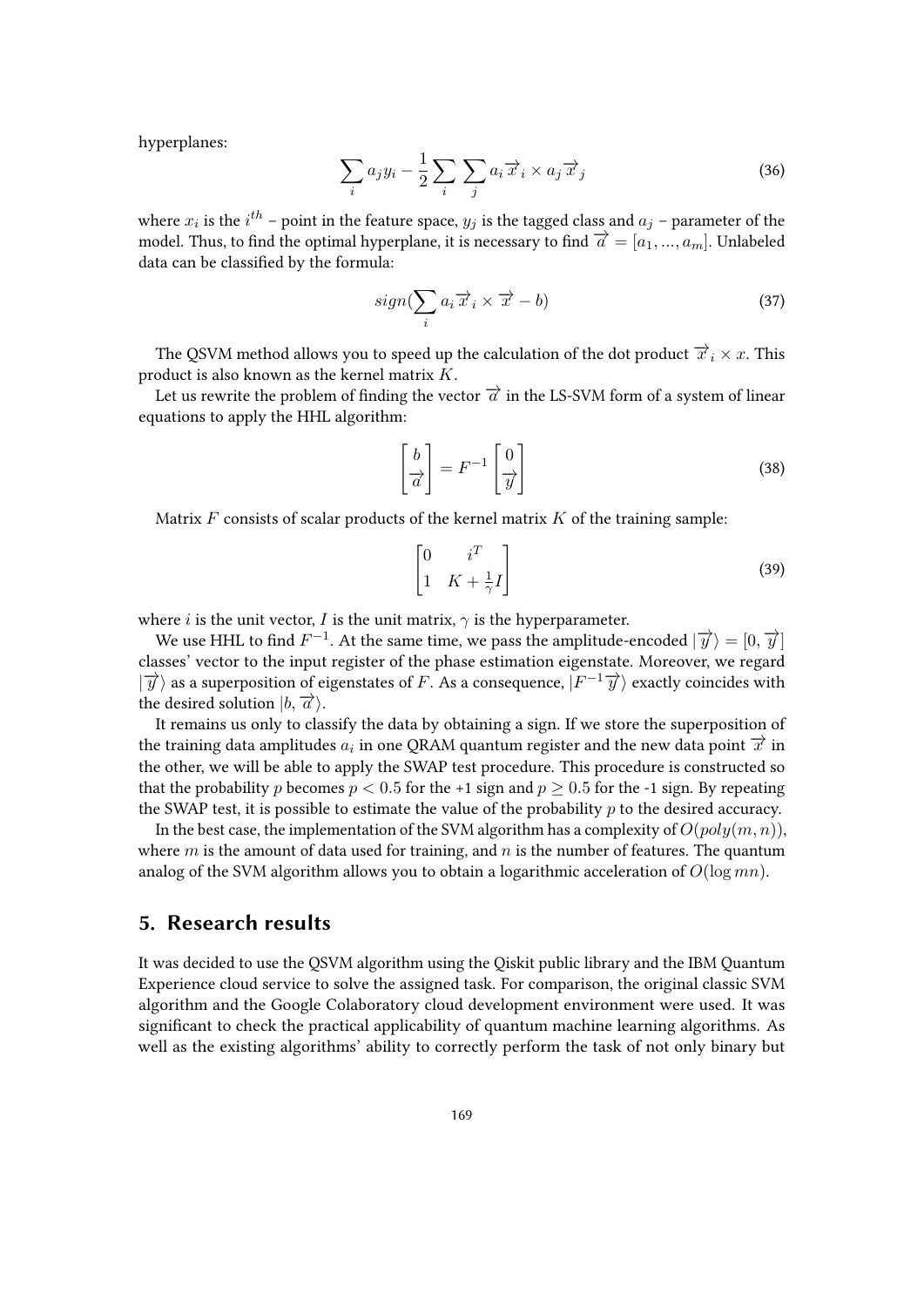hyperplanes:

$$\sum_i a_j y_i - \frac{1}{2} \sum_i \sum_j a_i \overrightarrow{x}_i \times a_j \overrightarrow{x}_j \tag{36}$$

where $x_i$ is the $i^{th}$ – point in the feature space, $y_j$ is the tagged class and $a_j$ – parameter of the model. Thus, to find the optimal hyperplane, it is necessary to find $\overrightarrow{a} = [a_1, ..., a_m]$. Unlabeled data can be classified by the formula:

$$sign(\sum_i a_i \overrightarrow{x}_i \times \overrightarrow{x} - b) \tag{37}$$

The QSVM method allows you to speed up the calculation of the dot product $\overrightarrow{x}_i \times x$. This product is also known as the kernel matrix $K$.

Let us rewrite the problem of finding the vector $\overrightarrow{a}$ in the LS-SVM form of a system of linear equations to apply the HHL algorithm:

$$\begin{bmatrix} b \\ \overrightarrow{a} \end{bmatrix} = F^{-1} \begin{bmatrix} 0 \\ \overrightarrow{y} \end{bmatrix} \tag{38}$$

Matrix $F$ consists of scalar products of the kernel matrix $K$ of the training sample:

$$\begin{bmatrix} 0 & i^T \\ 1 & K + \frac{1}{\gamma} I \end{bmatrix} \tag{39}$$

where $i$ is the unit vector, $I$ is the unit matrix, $\gamma$ is the hyperparameter.

We use HHL to find $F^{-1}$. At the same time, we pass the amplitude-encoded $|\overrightarrow{y}\rangle = [0, \overrightarrow{y}]$ classes' vector to the input register of the phase estimation eigenstate. Moreover, we regard $|\overrightarrow{y}\rangle$ as a superposition of eigenstates of $F$. As a consequence, $|F^{-1}\overrightarrow{y}\rangle$ exactly coincides with the desired solution $|b, \overrightarrow{a}\rangle$.

It remains us only to classify the data by obtaining a sign. If we store the superposition of the training data amplitudes $a_i$ in one QRAM quantum register and the new data point $\overrightarrow{x}$ in the other, we will be able to apply the SWAP test procedure. This procedure is constructed so that the probability $p$ becomes $p < 0.5$ for the +1 sign and $p \geq 0.5$ for the -1 sign. By repeating the SWAP test, it is possible to estimate the value of the probability $p$ to the desired accuracy.

In the best case, the implementation of the SVM algorithm has a complexity of $O(poly(m, n))$, where $m$ is the amount of data used for training, and $n$ is the number of features. The quantum analog of the SVM algorithm allows you to obtain a logarithmic acceleration of $O(\log mn)$.

## 5. Research results

It was decided to use the QSVM algorithm using the Qiskit public library and the IBM Quantum Experience cloud service to solve the assigned task. For comparison, the original classic SVM algorithm and the Google Colaboratory cloud development environment were used. It was significant to check the practical applicability of quantum machine learning algorithms. As well as the existing algorithms' ability to correctly perform the task of not only binary but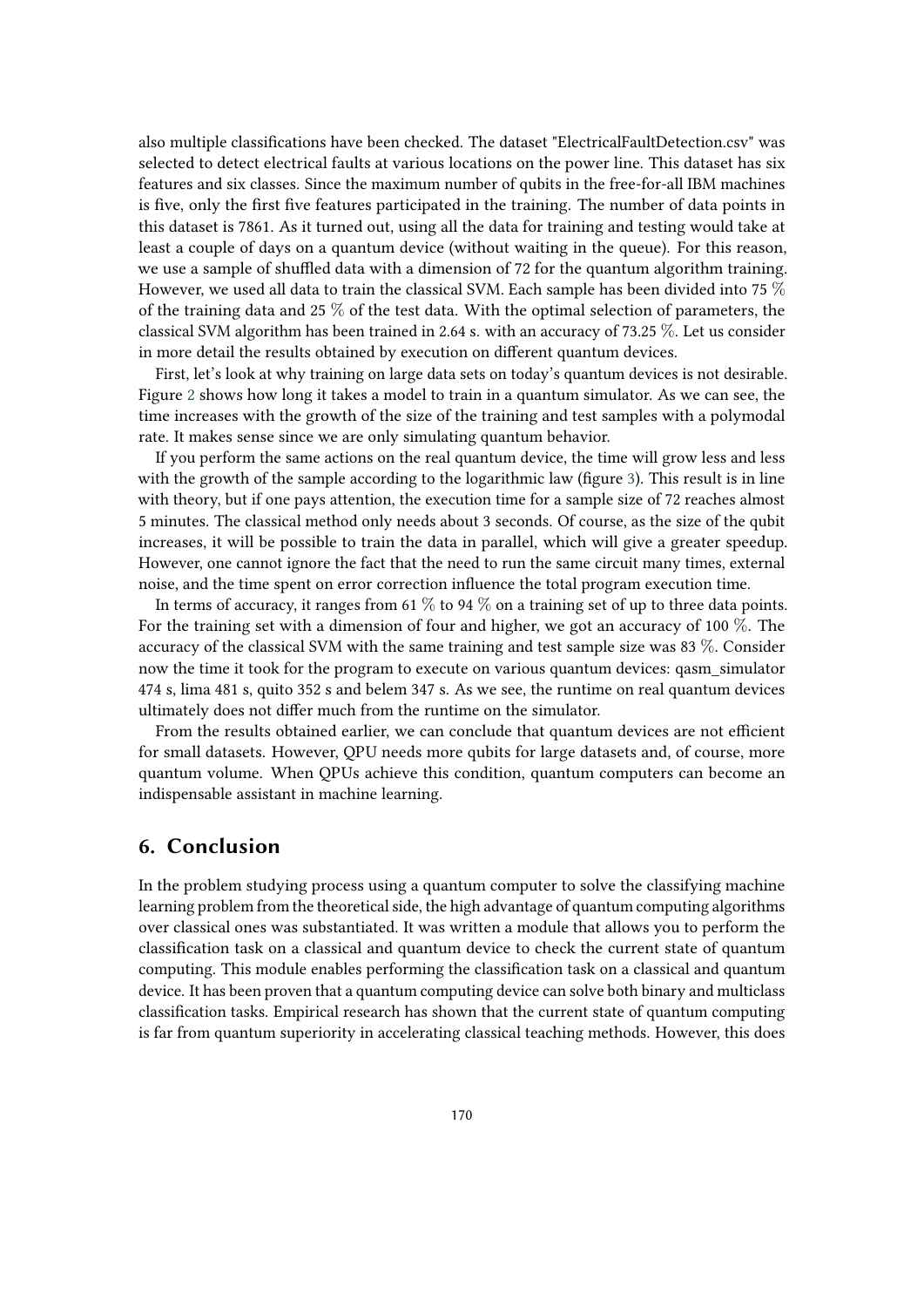also multiple classifications have been checked. The dataset "ElectricalFaultDetection.csv" was selected to detect electrical faults at various locations on the power line. This dataset has six features and six classes. Since the maximum number of qubits in the free-for-all IBM machines is five, only the first five features participated in the training. The number of data points in this dataset is 7861. As it turned out, using all the data for training and testing would take at least a couple of days on a quantum device (without waiting in the queue). For this reason, we use a sample of shuffled data with a dimension of 72 for the quantum algorithm training. However, we used all data to train the classical SVM. Each sample has been divided into 75 % of the training data and 25 % of the test data. With the optimal selection of parameters, the classical SVM algorithm has been trained in 2.64 s. with an accuracy of 73.25 %. Let us consider in more detail the results obtained by execution on different quantum devices.

First, let's look at why training on large data sets on today's quantum devices is not desirable. Figure 2 shows how long it takes a model to train in a quantum simulator. As we can see, the time increases with the growth of the size of the training and test samples with a polymodal rate. It makes sense since we are only simulating quantum behavior.

If you perform the same actions on the real quantum device, the time will grow less and less with the growth of the sample according to the logarithmic law (figure 3). This result is in line with theory, but if one pays attention, the execution time for a sample size of 72 reaches almost 5 minutes. The classical method only needs about 3 seconds. Of course, as the size of the qubit increases, it will be possible to train the data in parallel, which will give a greater speedup. However, one cannot ignore the fact that the need to run the same circuit many times, external noise, and the time spent on error correction influence the total program execution time.

In terms of accuracy, it ranges from 61 % to 94 % on a training set of up to three data points. For the training set with a dimension of four and higher, we got an accuracy of 100 %. The accuracy of the classical SVM with the same training and test sample size was 83 %. Consider now the time it took for the program to execute on various quantum devices: qasm_simulator 474 s, lima 481 s, quito 352 s and belem 347 s. As we see, the runtime on real quantum devices ultimately does not differ much from the runtime on the simulator.

From the results obtained earlier, we can conclude that quantum devices are not efficient for small datasets. However, QPU needs more qubits for large datasets and, of course, more quantum volume. When QPUs achieve this condition, quantum computers can become an indispensable assistant in machine learning.

## 6. Conclusion

In the problem studying process using a quantum computer to solve the classifying machine learning problem from the theoretical side, the high advantage of quantum computing algorithms over classical ones was substantiated. It was written a module that allows you to perform the classification task on a classical and quantum device to check the current state of quantum computing. This module enables performing the classification task on a classical and quantum device. It has been proven that a quantum computing device can solve both binary and multiclass classification tasks. Empirical research has shown that the current state of quantum computing is far from quantum superiority in accelerating classical teaching methods. However, this does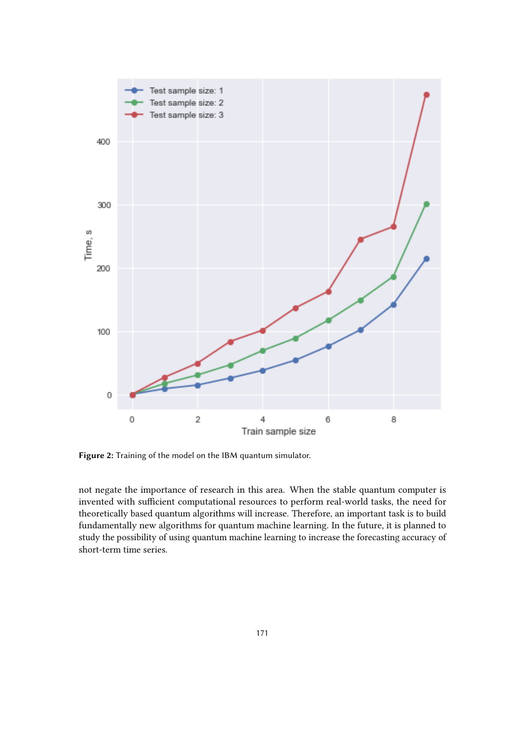Test sample size: 1
Test sample size: 2
Test sample size: 3

400
300
200
100
0

Time, s

0
2
4
6
8

Train sample size

**Figure 2:** Training of the model on the IBM quantum simulator.

not negate the importance of research in this area. When the stable quantum computer is invented with sufficient computational resources to perform real-world tasks, the need for theoretically based quantum algorithms will increase. Therefore, an important task is to build fundamentally new algorithms for quantum machine learning. In the future, it is planned to study the possibility of using quantum machine learning to increase the forecasting accuracy of short-term time series.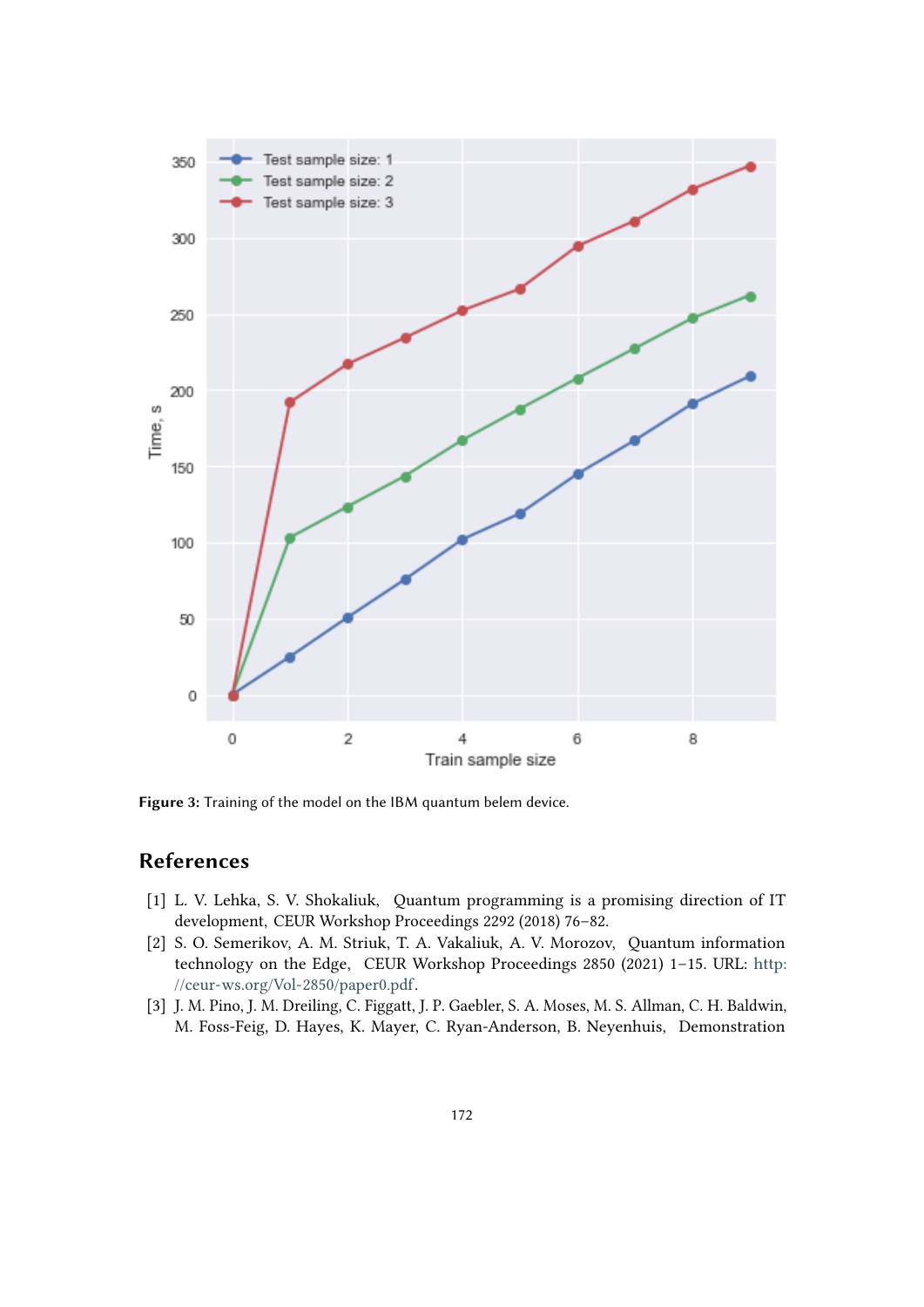Test sample size: 1
Test sample size: 2
Test sample size: 3

350
300
250
200
150
100
50
0

Time, s

0
2
4
6
8

Train sample size

**Figure 3:** Training of the model on the IBM quantum belem device.

## References

[1] L. V. Lehka, S. V. Shokaliuk, Quantum programming is a promising direction of IT development, CEUR Workshop Proceedings 2292 (2018) 76–82.

[2] S. O. Semerikov, A. M. Striuk, T. A. Vakaliuk, A. V. Morozov, Quantum information technology on the Edge, CEUR Workshop Proceedings 2850 (2021) 1–15. URL: http://ceur-ws.org/Vol-2850/paper0.pdf.

[3] J. M. Pino, J. M. Dreiling, C. Figgatt, J. P. Gaebler, S. A. Moses, M. S. Allman, C. H. Baldwin, M. Foss-Feig, D. Hayes, K. Mayer, C. Ryan-Anderson, B. Neyenhuis, Demonstration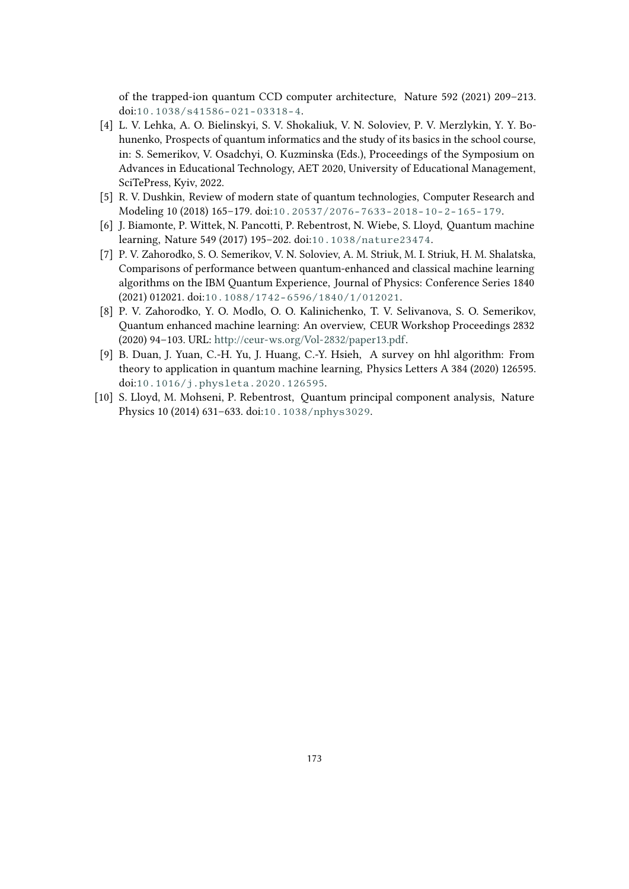of the trapped-ion quantum CCD computer architecture, Nature 592 (2021) 209–213. doi:10.1038/s41586-021-03318-4.

[4] L. V. Lehka, A. O. Bielinskyi, S. V. Shokaliuk, V. N. Soloviev, P. V. Merzlykin, Y. Y. Bohunenko, Prospects of quantum informatics and the study of its basics in the school course, in: S. Semerikov, V. Osadchyi, O. Kuzminska (Eds.), Proceedings of the Symposium on Advances in Educational Technology, AET 2020, University of Educational Management, SciTePress, Kyiv, 2022.

[5] R. V. Dushkin, Review of modern state of quantum technologies, Computer Research and Modeling 10 (2018) 165–179. doi:10.20537/2076-7633-2018-10-2-165-179.

[6] J. Biamonte, P. Wittek, N. Pancotti, P. Rebentrost, N. Wiebe, S. Lloyd, Quantum machine learning, Nature 549 (2017) 195–202. doi:10.1038/nature23474.

[7] P. V. Zahorodko, S. O. Semerikov, V. N. Soloviev, A. M. Striuk, M. I. Striuk, H. M. Shalatska, Comparisons of performance between quantum-enhanced and classical machine learning algorithms on the IBM Quantum Experience, Journal of Physics: Conference Series 1840 (2021) 012021. doi:10.1088/1742-6596/1840/1/012021.

[8] P. V. Zahorodko, Y. O. Modlo, O. O. Kalinichenko, T. V. Selivanova, S. O. Semerikov, Quantum enhanced machine learning: An overview, CEUR Workshop Proceedings 2832 (2020) 94–103. URL: http://ceur-ws.org/Vol-2832/paper13.pdf.

[9] B. Duan, J. Yuan, C.-H. Yu, J. Huang, C.-Y. Hsieh, A survey on hhl algorithm: From theory to application in quantum machine learning, Physics Letters A 384 (2020) 126595. doi:10.1016/j.physleta.2020.126595.

[10] S. Lloyd, M. Mohseni, P. Rebentrost, Quantum principal component analysis, Nature Physics 10 (2014) 631–633. doi:10.1038/nphys3029.